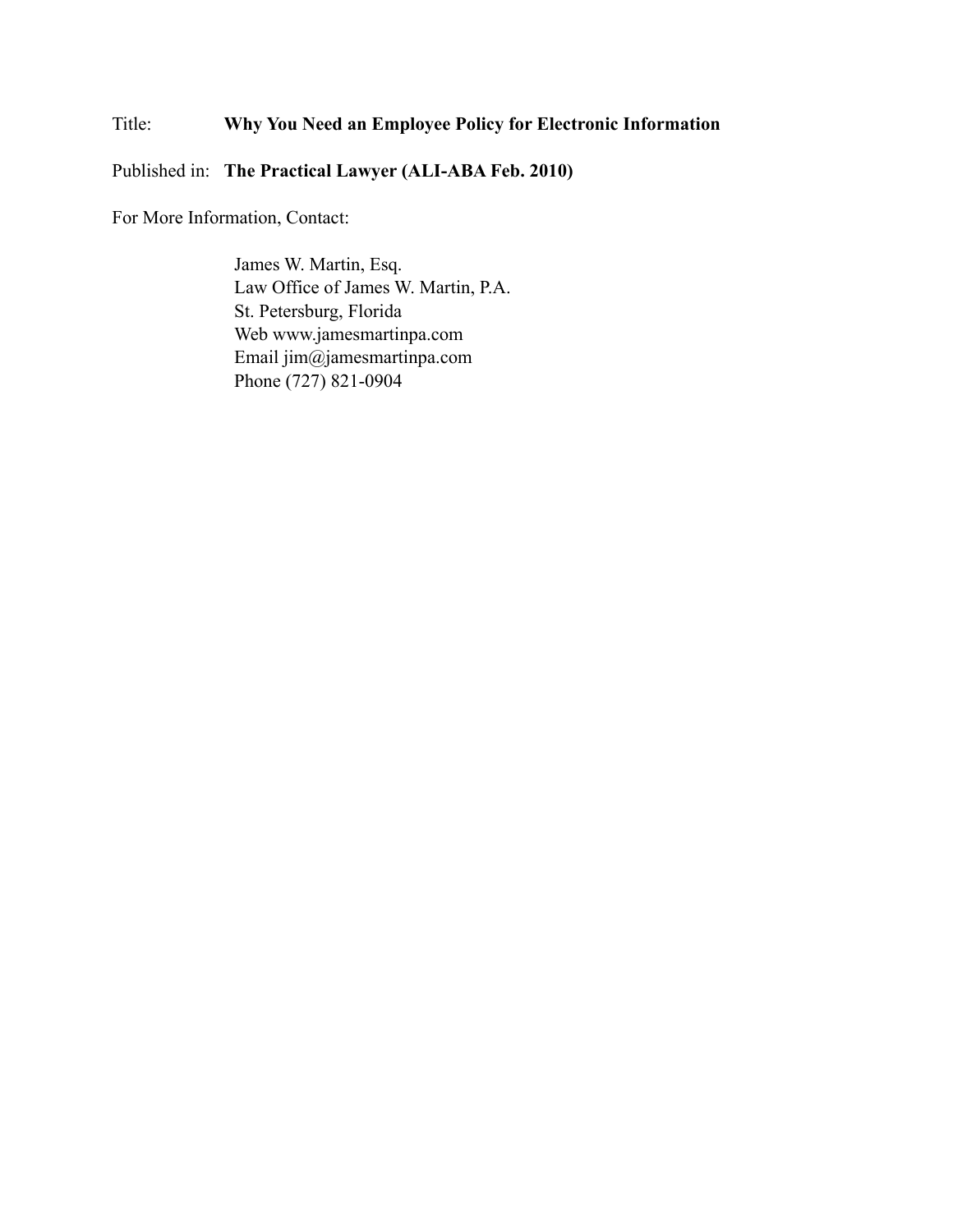Title: **Why You Need an Employee Policy for Electronic Information**

Published in: **The Practical Lawyer (ALI-ABA Feb. 2010)**

For More Information, Contact:

James W. Martin, Esq.
Law Office of James W. Martin, P.A.
St. Petersburg, Florida
Web www.jamesmartinpa.com
Email jim@jamesmartinpa.com
Phone (727) 821-0904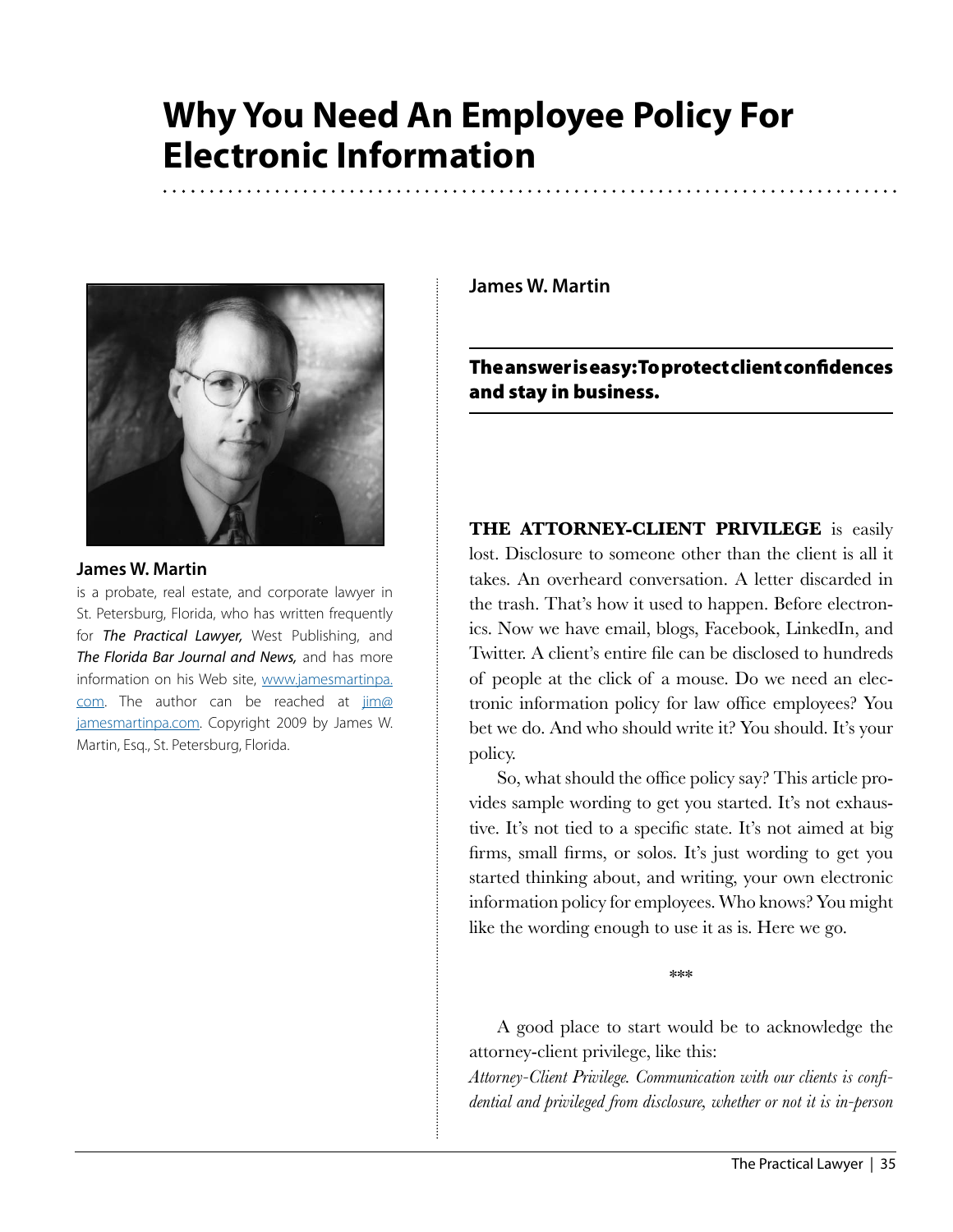# Why You Need An Employee Policy For Electronic Information

**James W. Martin**

is a probate, real estate, and corporate lawyer in St. Petersburg, Florida, who has written frequently for ***The Practical Lawyer,*** West Publishing, and ***The Florida Bar Journal and News,*** and has more information on his Web site, www.jamesmartinpa.com. The author can be reached at jim@jamesmartinpa.com. Copyright 2009 by James W. Martin, Esq., St. Petersburg, Florida.

**James W. Martin**

**The answer is easy: To protect client confidences and stay in business.**

**THE ATTORNEY-CLIENT PRIVILEGE** is easily lost. Disclosure to someone other than the client is all it takes. An overheard conversation. A letter discarded in the trash. That's how it used to happen. Before electronics. Now we have email, blogs, Facebook, LinkedIn, and Twitter. A client's entire file can be disclosed to hundreds of people at the click of a mouse. Do we need an electronic information policy for law office employees? You bet we do. And who should write it? You should. It's your policy.

So, what should the office policy say? This article provides sample wording to get you started. It's not exhaustive. It's not tied to a specific state. It's not aimed at big firms, small firms, or solos. It's just wording to get you started thinking about, and writing, your own electronic information policy for employees. Who knows? You might like the wording enough to use it as is. Here we go.

\*\*\*

A good place to start would be to acknowledge the attorney-client privilege, like this:

*Attorney-Client Privilege. Communication with our clients is confidential and privileged from disclosure, whether or not it is in-person*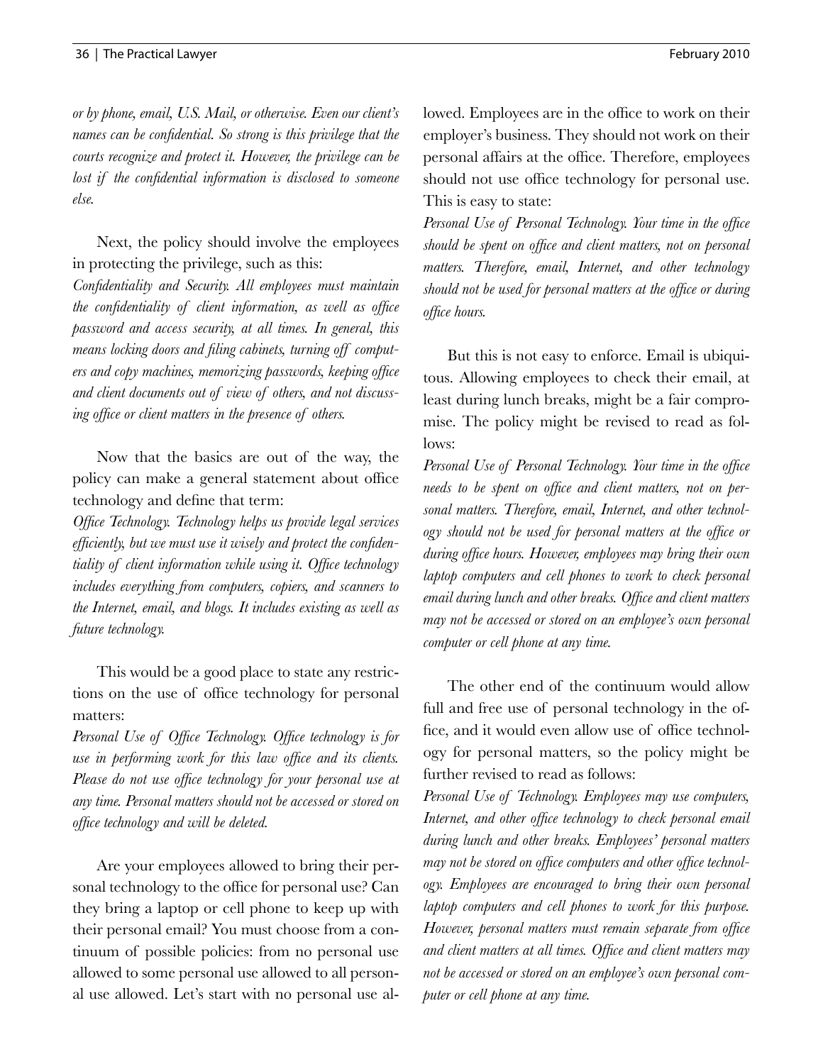*or by phone, email, U.S. Mail, or otherwise. Even our client's names can be confidential. So strong is this privilege that the courts recognize and protect it. However, the privilege can be lost if the confidential information is disclosed to someone else.*

Next, the policy should involve the employees in protecting the privilege, such as this:

*Confidentiality and Security. All employees must maintain the confidentiality of client information, as well as office password and access security, at all times. In general, this means locking doors and filing cabinets, turning off computers and copy machines, memorizing passwords, keeping office and client documents out of view of others, and not discussing office or client matters in the presence of others.*

Now that the basics are out of the way, the policy can make a general statement about office technology and define that term:

*Office Technology. Technology helps us provide legal services efficiently, but we must use it wisely and protect the confidentiality of client information while using it. Office technology includes everything from computers, copiers, and scanners to the Internet, email, and blogs. It includes existing as well as future technology.*

This would be a good place to state any restrictions on the use of office technology for personal matters:

*Personal Use of Office Technology. Office technology is for use in performing work for this law office and its clients. Please do not use office technology for your personal use at any time. Personal matters should not be accessed or stored on office technology and will be deleted.*

Are your employees allowed to bring their personal technology to the office for personal use? Can they bring a laptop or cell phone to keep up with their personal email? You must choose from a continuum of possible policies: from no personal use allowed to some personal use allowed to all personal use allowed. Let's start with no personal use allowed. Employees are in the office to work on their employer's business. They should not work on their personal affairs at the office. Therefore, employees should not use office technology for personal use. This is easy to state:

*Personal Use of Personal Technology. Your time in the office should be spent on office and client matters, not on personal matters. Therefore, email, Internet, and other technology should not be used for personal matters at the office or during office hours.*

But this is not easy to enforce. Email is ubiquitous. Allowing employees to check their email, at least during lunch breaks, might be a fair compromise. The policy might be revised to read as follows:

*Personal Use of Personal Technology. Your time in the office needs to be spent on office and client matters, not on personal matters. Therefore, email, Internet, and other technology should not be used for personal matters at the office or during office hours. However, employees may bring their own laptop computers and cell phones to work to check personal email during lunch and other breaks. Office and client matters may not be accessed or stored on an employee's own personal computer or cell phone at any time.*

The other end of the continuum would allow full and free use of personal technology in the office, and it would even allow use of office technology for personal matters, so the policy might be further revised to read as follows:

*Personal Use of Technology. Employees may use computers, Internet, and other office technology to check personal email during lunch and other breaks. Employees' personal matters may not be stored on office computers and other office technology. Employees are encouraged to bring their own personal laptop computers and cell phones to work for this purpose. However, personal matters must remain separate from office and client matters at all times. Office and client matters may not be accessed or stored on an employee's own personal computer or cell phone at any time.*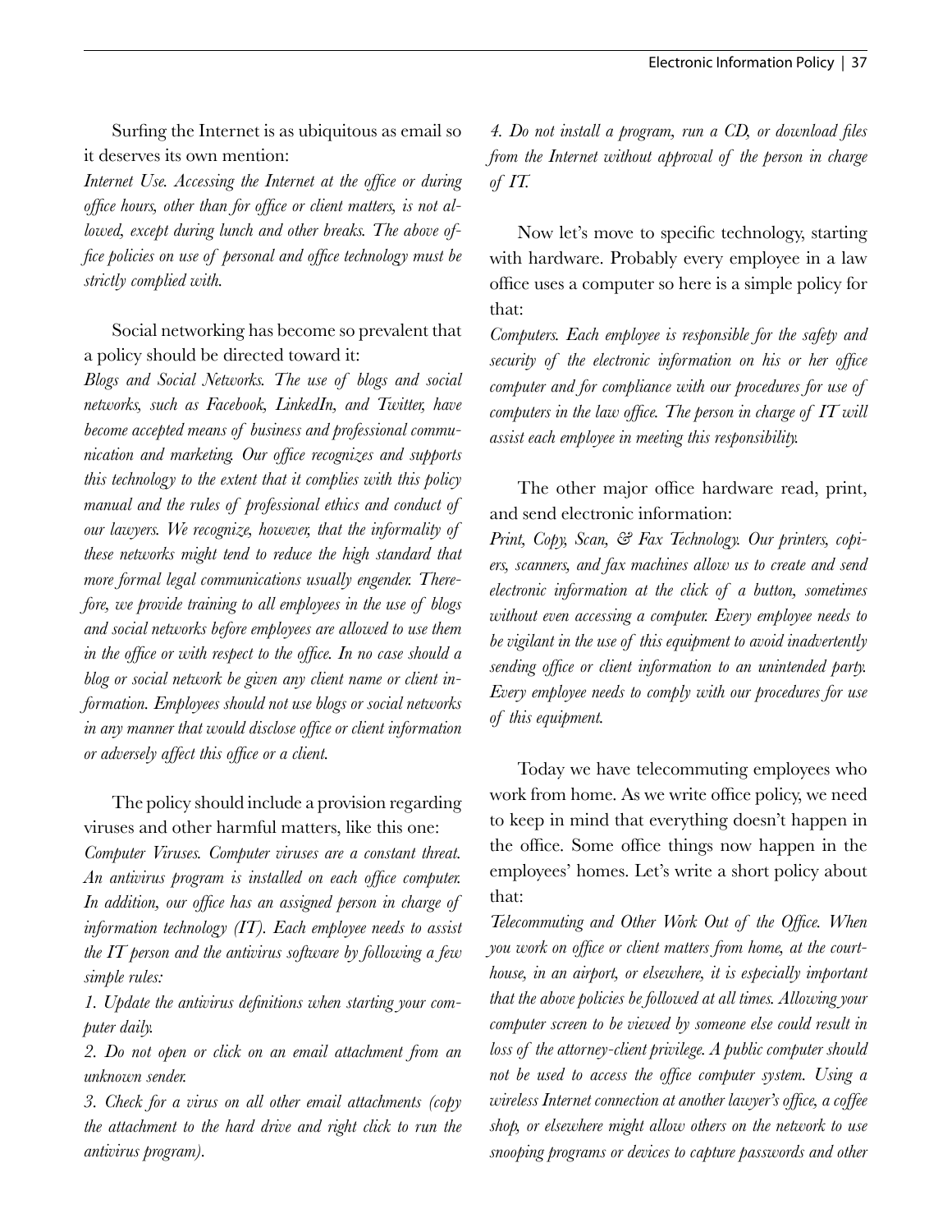Surfing the Internet is as ubiquitous as email so it deserves its own mention:

*Internet Use. Accessing the Internet at the office or during office hours, other than for office or client matters, is not allowed, except during lunch and other breaks. The above office policies on use of personal and office technology must be strictly complied with.*

Social networking has become so prevalent that a policy should be directed toward it:

*Blogs and Social Networks. The use of blogs and social networks, such as Facebook, LinkedIn, and Twitter, have become accepted means of business and professional communication and marketing. Our office recognizes and supports this technology to the extent that it complies with this policy manual and the rules of professional ethics and conduct of our lawyers. We recognize, however, that the informality of these networks might tend to reduce the high standard that more formal legal communications usually engender. Therefore, we provide training to all employees in the use of blogs and social networks before employees are allowed to use them in the office or with respect to the office. In no case should a blog or social network be given any client name or client information. Employees should not use blogs or social networks in any manner that would disclose office or client information or adversely affect this office or a client.*

The policy should include a provision regarding viruses and other harmful matters, like this one:

*Computer Viruses. Computer viruses are a constant threat. An antivirus program is installed on each office computer. In addition, our office has an assigned person in charge of information technology (IT). Each employee needs to assist the IT person and the antivirus software by following a few simple rules:*

*1. Update the antivirus definitions when starting your computer daily.*

*2. Do not open or click on an email attachment from an unknown sender.*

*3. Check for a virus on all other email attachments (copy the attachment to the hard drive and right click to run the antivirus program).*

*4. Do not install a program, run a CD, or download files from the Internet without approval of the person in charge of IT.*

Now let's move to specific technology, starting with hardware. Probably every employee in a law office uses a computer so here is a simple policy for that:

*Computers. Each employee is responsible for the safety and security of the electronic information on his or her office computer and for compliance with our procedures for use of computers in the law office. The person in charge of IT will assist each employee in meeting this responsibility.*

The other major office hardware read, print, and send electronic information:

*Print, Copy, Scan, & Fax Technology. Our printers, copiers, scanners, and fax machines allow us to create and send electronic information at the click of a button, sometimes without even accessing a computer. Every employee needs to be vigilant in the use of this equipment to avoid inadvertently sending office or client information to an unintended party. Every employee needs to comply with our procedures for use of this equipment.*

Today we have telecommuting employees who work from home. As we write office policy, we need to keep in mind that everything doesn't happen in the office. Some office things now happen in the employees' homes. Let's write a short policy about that:

*Telecommuting and Other Work Out of the Office. When you work on office or client matters from home, at the courthouse, in an airport, or elsewhere, it is especially important that the above policies be followed at all times. Allowing your computer screen to be viewed by someone else could result in loss of the attorney-client privilege. A public computer should not be used to access the office computer system. Using a wireless Internet connection at another lawyer's office, a coffee shop, or elsewhere might allow others on the network to use snooping programs or devices to capture passwords and other*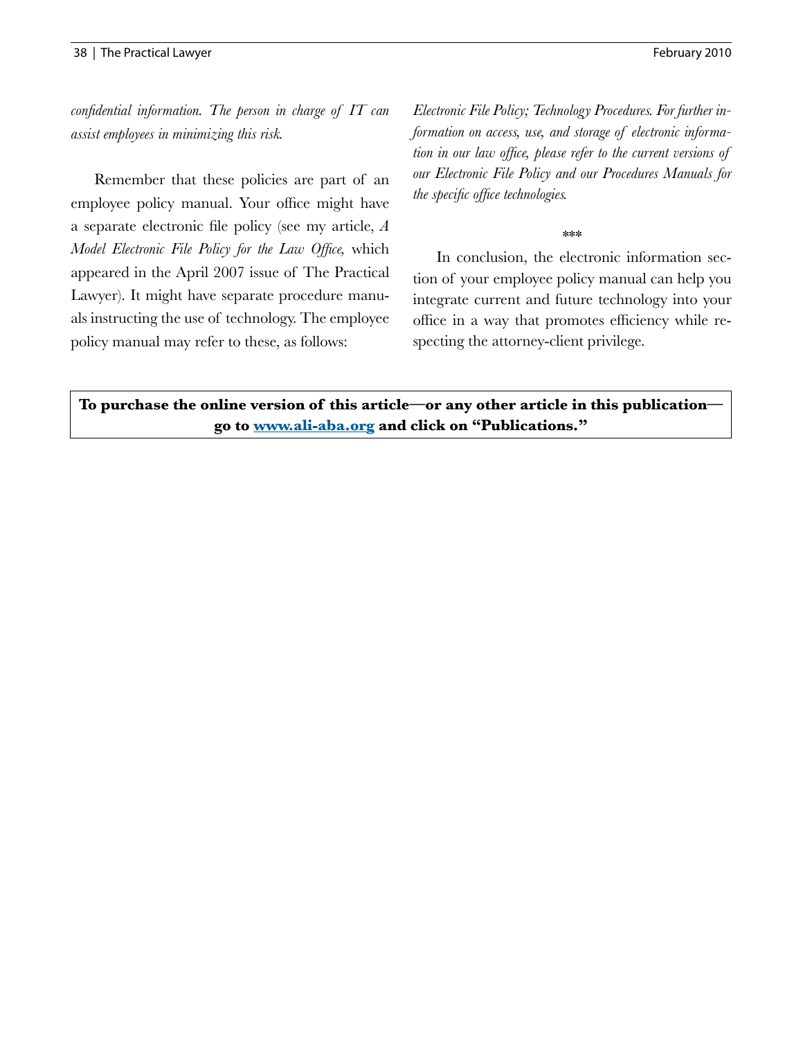*confidential information. The person in charge of IT can assist employees in minimizing this risk.*

Remember that these policies are part of an employee policy manual. Your office might have a separate electronic file policy (see my article, *A Model Electronic File Policy for the Law Office,* which appeared in the April 2007 issue of The Practical Lawyer). It might have separate procedure manuals instructing the use of technology. The employee policy manual may refer to these, as follows:

*Electronic File Policy; Technology Procedures. For further information on access, use, and storage of electronic information in our law office, please refer to the current versions of our Electronic File Policy and our Procedures Manuals for the specific office technologies.*

***

In conclusion, the electronic information section of your employee policy manual can help you integrate current and future technology into your office in a way that promotes efficiency while respecting the attorney-client privilege.

**To purchase the online version of this article—or any other article in this publication—go to [www.ali-aba.org](http://www.ali-aba.org) and click on "Publications."**